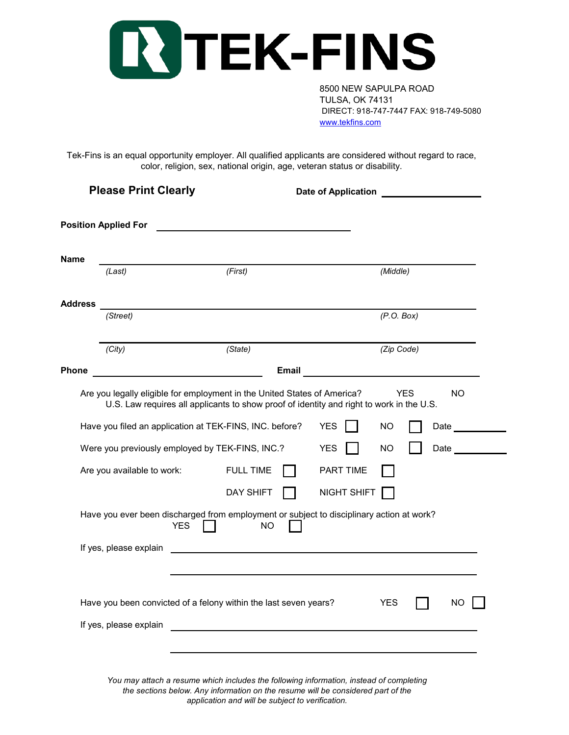# TEK-FINS

8500 NEW SAPULPA ROAD
TULSA, OK 74131
DIRECT: 918-747-7447 FAX: 918-749-5080
www.tekfins.com

Tek-Fins is an equal opportunity employer. All qualified applicants are considered without regard to race, color, religion, sex, national origin, age, veteran status or disability.

**Please Print Clearly** **Date of Application** ____________________

**Position Applied For** ________________________________________

**Name** ____________________________________________________________
*(Last)* *(First)* *(Middle)*

**Address** __________________________________________________________
*(Street)* *(P.O. Box)*

____________________________________________________________
*(City)* *(State)* *(Zip Code)*

**Phone** ______________________________ **Email** ______________________________

Are you legally eligible for employment in the United States of America? YES NO
U.S. Law requires all applicants to show proof of identity and right to work in the U.S.

Have you filed an application at TEK-FINS, INC. before? YES ☐ NO ☐ Date ____________

Were you previously employed by TEK-FINS, INC.? YES ☐ NO ☐ Date ____________

Are you available to work: FULL TIME ☐ PART TIME ☐

DAY SHIFT ☐ NIGHT SHIFT ☐

Have you ever been discharged from employment or subject to disciplinary action at work?
YES ☐ NO ☐

If yes, please explain ________________________________________________

________________________________________________

Have you been convicted of a felony within the last seven years? YES ☐ NO ☐

If yes, please explain ________________________________________________

________________________________________________

*You may attach a resume which includes the following information, instead of completing the sections below. Any information on the resume will be considered part of the application and will be subject to verification.*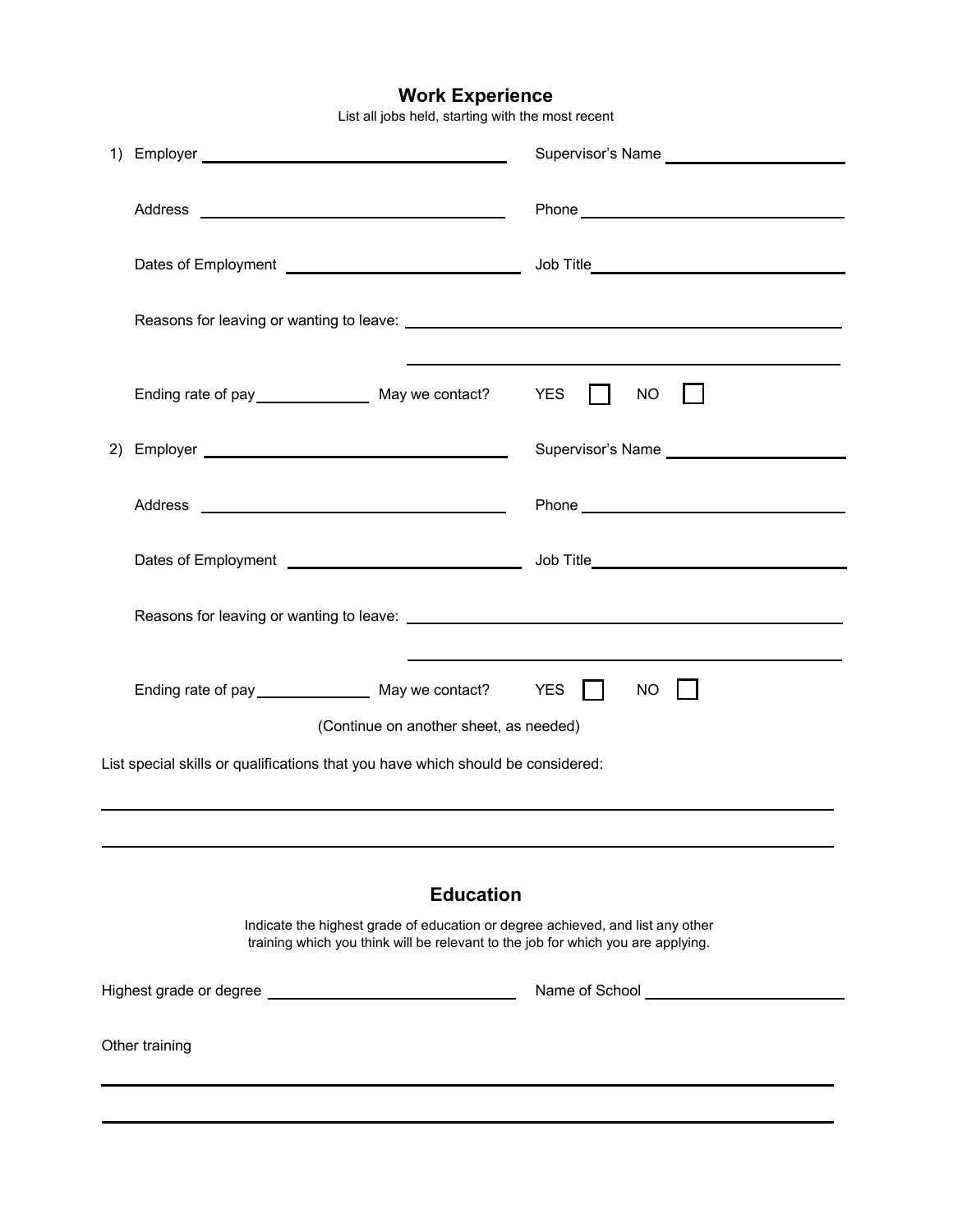## Work Experience

List all jobs held, starting with the most recent

1) Employer ______________________ Supervisor's Name ______________________

   Address ______________________ Phone ______________________

   Dates of Employment ______________________ Job Title ______________________

   Reasons for leaving or wanting to leave: ______________________

   ______________________

   Ending rate of pay __________ May we contact? YES ☐ NO ☐

2) Employer ______________________ Supervisor's Name ______________________

   Address ______________________ Phone ______________________

   Dates of Employment ______________________ Job Title ______________________

   Reasons for leaving or wanting to leave: ______________________

   ______________________

   Ending rate of pay __________ May we contact? YES ☐ NO ☐

(Continue on another sheet, as needed)

List special skills or qualifications that you have which should be considered:

______________________

______________________

## Education

Indicate the highest grade of education or degree achieved, and list any other training which you think will be relevant to the job for which you are applying.

Highest grade or degree ______________________ Name of School ______________________

Other training

______________________

______________________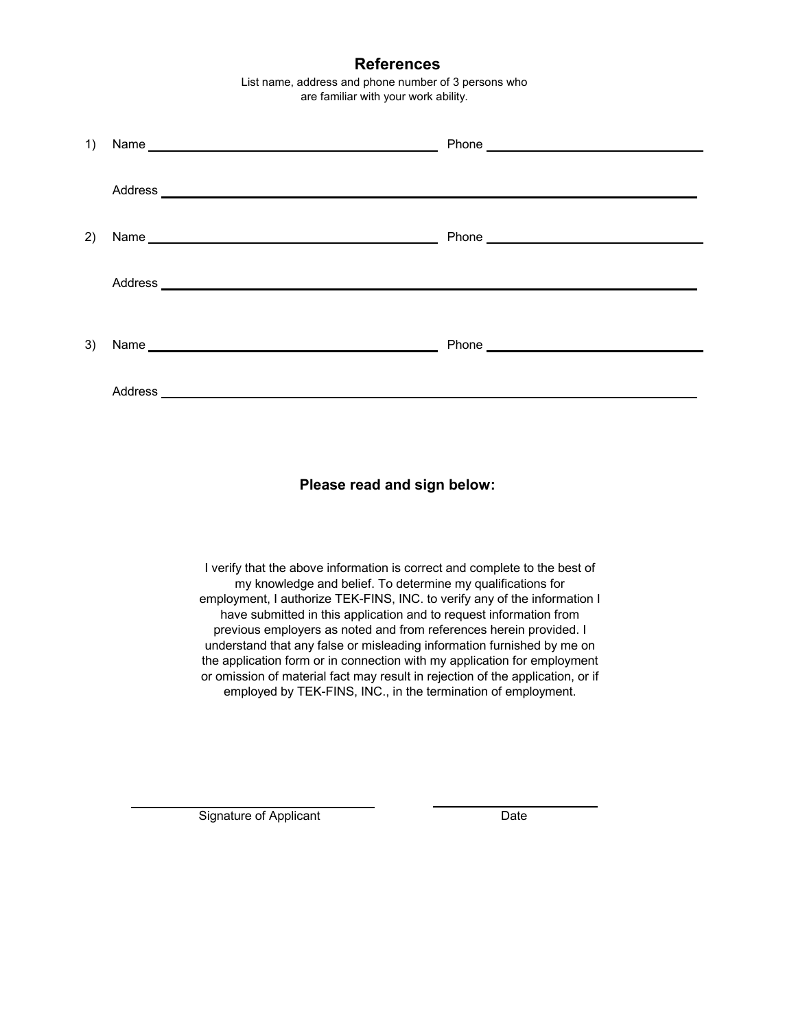## References

List name, address and phone number of 3 persons who are familiar with your work ability.

1) Name ______________________________ Phone ____________________

Address ______________________________________________________

2) Name ______________________________ Phone ____________________

Address ______________________________________________________

3) Name ______________________________ Phone ____________________

Address ______________________________________________________

### Please read and sign below:

I verify that the above information is correct and complete to the best of my knowledge and belief. To determine my qualifications for employment, I authorize TEK-FINS, INC. to verify any of the information I have submitted in this application and to request information from previous employers as noted and from references herein provided. I understand that any false or misleading information furnished by me on the application form or in connection with my application for employment or omission of material fact may result in rejection of the application, or if employed by TEK-FINS, INC., in the termination of employment.

______________________________ Signature of Applicant

____________________ Date